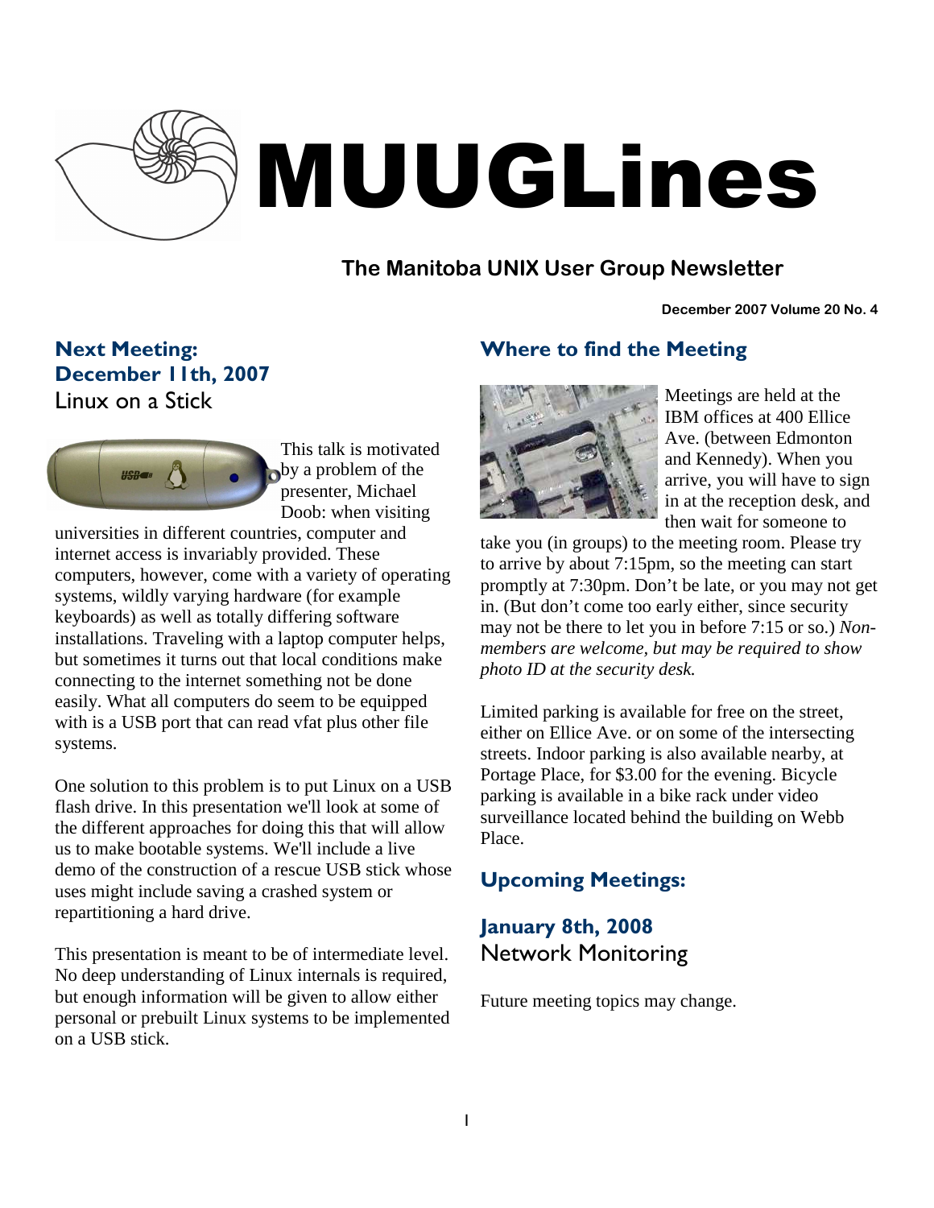# MUUGLines

## The Manitoba UNIX User Group Newsletter

December 2007 Volume 20 No. 4

## Next Meeting: December 11th, 2007

### Linux on a Stick

This talk is motivated by a problem of the presenter, Michael Doob: when visiting universities in different countries, computer and internet access is invariably provided. These computers, however, come with a variety of operating systems, wildly varying hardware (for example keyboards) as well as totally differing software installations. Traveling with a laptop computer helps, but sometimes it turns out that local conditions make connecting to the internet something not be done easily. What all computers do seem to be equipped with is a USB port that can read vfat plus other file systems.

One solution to this problem is to put Linux on a USB flash drive. In this presentation we'll look at some of the different approaches for doing this that will allow us to make bootable systems. We'll include a live demo of the construction of a rescue USB stick whose uses might include saving a crashed system or repartitioning a hard drive.

This presentation is meant to be of intermediate level. No deep understanding of Linux internals is required, but enough information will be given to allow either personal or prebuilt Linux systems to be implemented on a USB stick.

## Where to find the Meeting

Meetings are held at the IBM offices at 400 Ellice Ave. (between Edmonton and Kennedy). When you arrive, you will have to sign in at the reception desk, and then wait for someone to take you (in groups) to the meeting room. Please try to arrive by about 7:15pm, so the meeting can start promptly at 7:30pm. Don't be late, or you may not get in. (But don't come too early either, since security may not be there to let you in before 7:15 or so.) *Non-members are welcome, but may be required to show photo ID at the security desk.*

Limited parking is available for free on the street, either on Ellice Ave. or on some of the intersecting streets. Indoor parking is also available nearby, at Portage Place, for $3.00 for the evening. Bicycle parking is available in a bike rack under video surveillance located behind the building on Webb Place.

## Upcoming Meetings:

## January 8th, 2008

### Network Monitoring

Future meeting topics may change.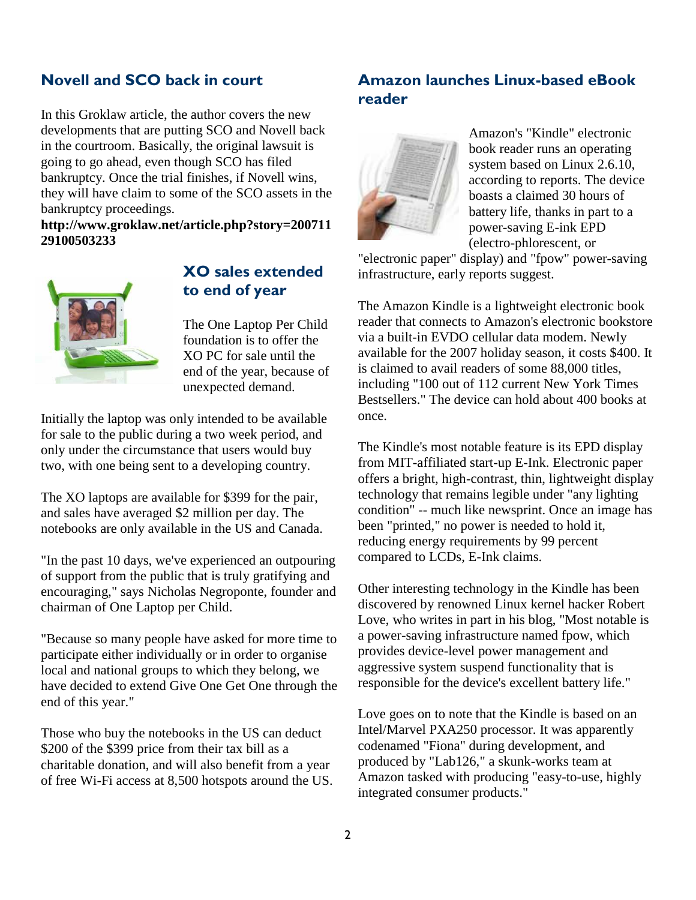## Novell and SCO back in court

In this Groklaw article, the author covers the new developments that are putting SCO and Novell back in the courtroom. Basically, the original lawsuit is going to go ahead, even though SCO has filed bankruptcy. Once the trial finishes, if Novell wins, they will have claim to some of the SCO assets in the bankruptcy proceedings.

**http://www.groklaw.net/article.php?story=20071129100503233**

## XO sales extended to end of year

The One Laptop Per Child foundation is to offer the XO PC for sale until the end of the year, because of unexpected demand.

Initially the laptop was only intended to be available for sale to the public during a two week period, and only under the circumstance that users would buy two, with one being sent to a developing country.

The XO laptops are available for $399 for the pair, and sales have averaged $2 million per day. The notebooks are only available in the US and Canada.

"In the past 10 days, we've experienced an outpouring of support from the public that is truly gratifying and encouraging," says Nicholas Negroponte, founder and chairman of One Laptop per Child.

"Because so many people have asked for more time to participate either individually or in order to organise local and national groups to which they belong, we have decided to extend Give One Get One through the end of this year."

Those who buy the notebooks in the US can deduct $200 of the $399 price from their tax bill as a charitable donation, and will also benefit from a year of free Wi-Fi access at 8,500 hotspots around the US.

## Amazon launches Linux-based eBook reader

Amazon's "Kindle" electronic book reader runs an operating system based on Linux 2.6.10, according to reports. The device boasts a claimed 30 hours of battery life, thanks in part to a power-saving E-ink EPD (electro-phlorescent, or "electronic paper" display) and "fpow" power-saving infrastructure, early reports suggest.

The Amazon Kindle is a lightweight electronic book reader that connects to Amazon's electronic bookstore via a built-in EVDO cellular data modem. Newly available for the 2007 holiday season, it costs $400. It is claimed to avail readers of some 88,000 titles, including "100 out of 112 current New York Times Bestsellers." The device can hold about 400 books at once.

The Kindle's most notable feature is its EPD display from MIT-affiliated start-up E-Ink. Electronic paper offers a bright, high-contrast, thin, lightweight display technology that remains legible under "any lighting condition" -- much like newsprint. Once an image has been "printed," no power is needed to hold it, reducing energy requirements by 99 percent compared to LCDs, E-Ink claims.

Other interesting technology in the Kindle has been discovered by renowned Linux kernel hacker Robert Love, who writes in part in his blog, "Most notable is a power-saving infrastructure named fpow, which provides device-level power management and aggressive system suspend functionality that is responsible for the device's excellent battery life."

Love goes on to note that the Kindle is based on an Intel/Marvel PXA250 processor. It was apparently codenamed "Fiona" during development, and produced by "Lab126," a skunk-works team at Amazon tasked with producing "easy-to-use, highly integrated consumer products."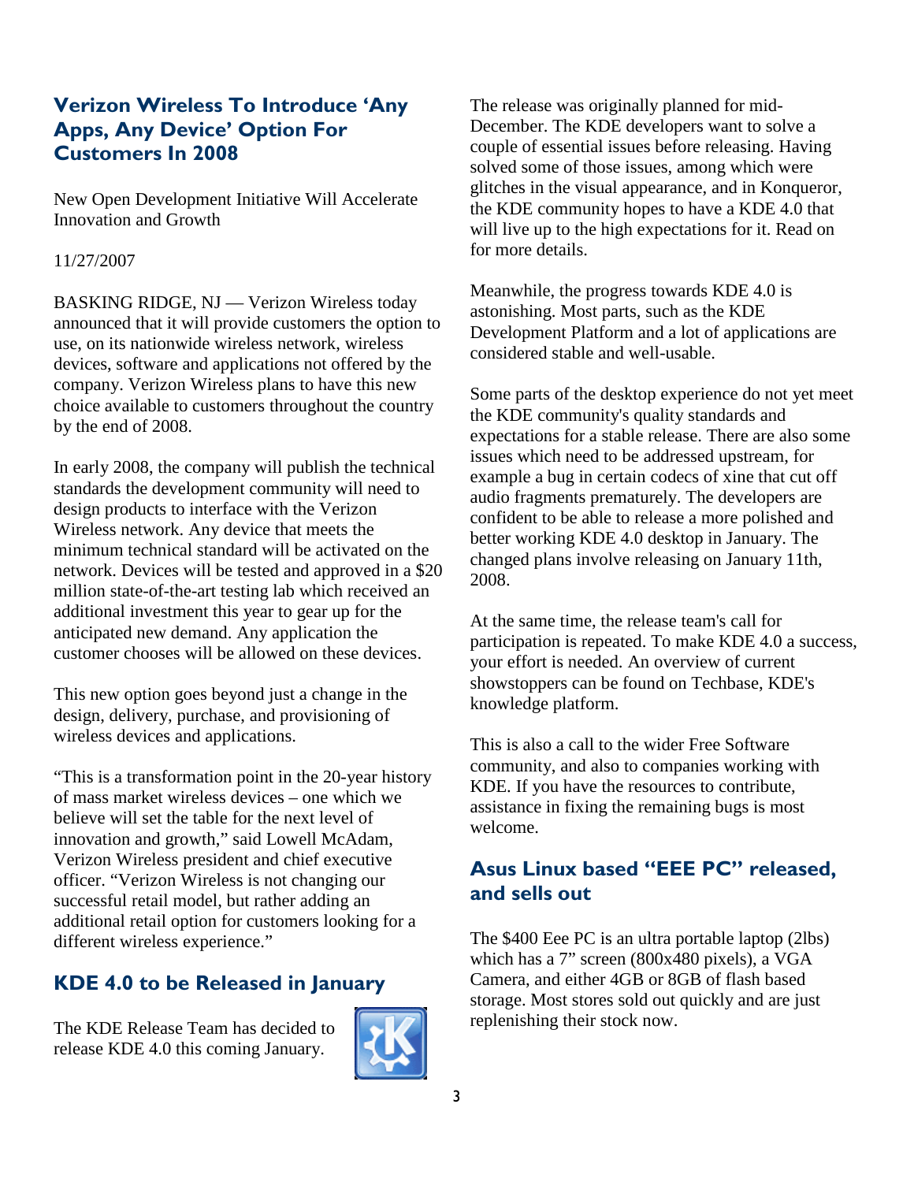## Verizon Wireless To Introduce 'Any Apps, Any Device' Option For Customers In 2008

New Open Development Initiative Will Accelerate Innovation and Growth

11/27/2007

BASKING RIDGE, NJ — Verizon Wireless today announced that it will provide customers the option to use, on its nationwide wireless network, wireless devices, software and applications not offered by the company. Verizon Wireless plans to have this new choice available to customers throughout the country by the end of 2008.

In early 2008, the company will publish the technical standards the development community will need to design products to interface with the Verizon Wireless network. Any device that meets the minimum technical standard will be activated on the network. Devices will be tested and approved in a $20 million state-of-the-art testing lab which received an additional investment this year to gear up for the anticipated new demand. Any application the customer chooses will be allowed on these devices.

This new option goes beyond just a change in the design, delivery, purchase, and provisioning of wireless devices and applications.

"This is a transformation point in the 20-year history of mass market wireless devices – one which we believe will set the table for the next level of innovation and growth," said Lowell McAdam, Verizon Wireless president and chief executive officer. "Verizon Wireless is not changing our successful retail model, but rather adding an additional retail option for customers looking for a different wireless experience."

## KDE 4.0 to be Released in January

The KDE Release Team has decided to release KDE 4.0 this coming January.

The release was originally planned for mid-December. The KDE developers want to solve a couple of essential issues before releasing. Having solved some of those issues, among which were glitches in the visual appearance, and in Konqueror, the KDE community hopes to have a KDE 4.0 that will live up to the high expectations for it. Read on for more details.

Meanwhile, the progress towards KDE 4.0 is astonishing. Most parts, such as the KDE Development Platform and a lot of applications are considered stable and well-usable.

Some parts of the desktop experience do not yet meet the KDE community's quality standards and expectations for a stable release. There are also some issues which need to be addressed upstream, for example a bug in certain codecs of xine that cut off audio fragments prematurely. The developers are confident to be able to release a more polished and better working KDE 4.0 desktop in January. The changed plans involve releasing on January 11th, 2008.

At the same time, the release team's call for participation is repeated. To make KDE 4.0 a success, your effort is needed. An overview of current showstoppers can be found on Techbase, KDE's knowledge platform.

This is also a call to the wider Free Software community, and also to companies working with KDE. If you have the resources to contribute, assistance in fixing the remaining bugs is most welcome.

## Asus Linux based "EEE PC" released, and sells out

The $400 Eee PC is an ultra portable laptop (2lbs) which has a 7" screen (800x480 pixels), a VGA Camera, and either 4GB or 8GB of flash based storage. Most stores sold out quickly and are just replenishing their stock now.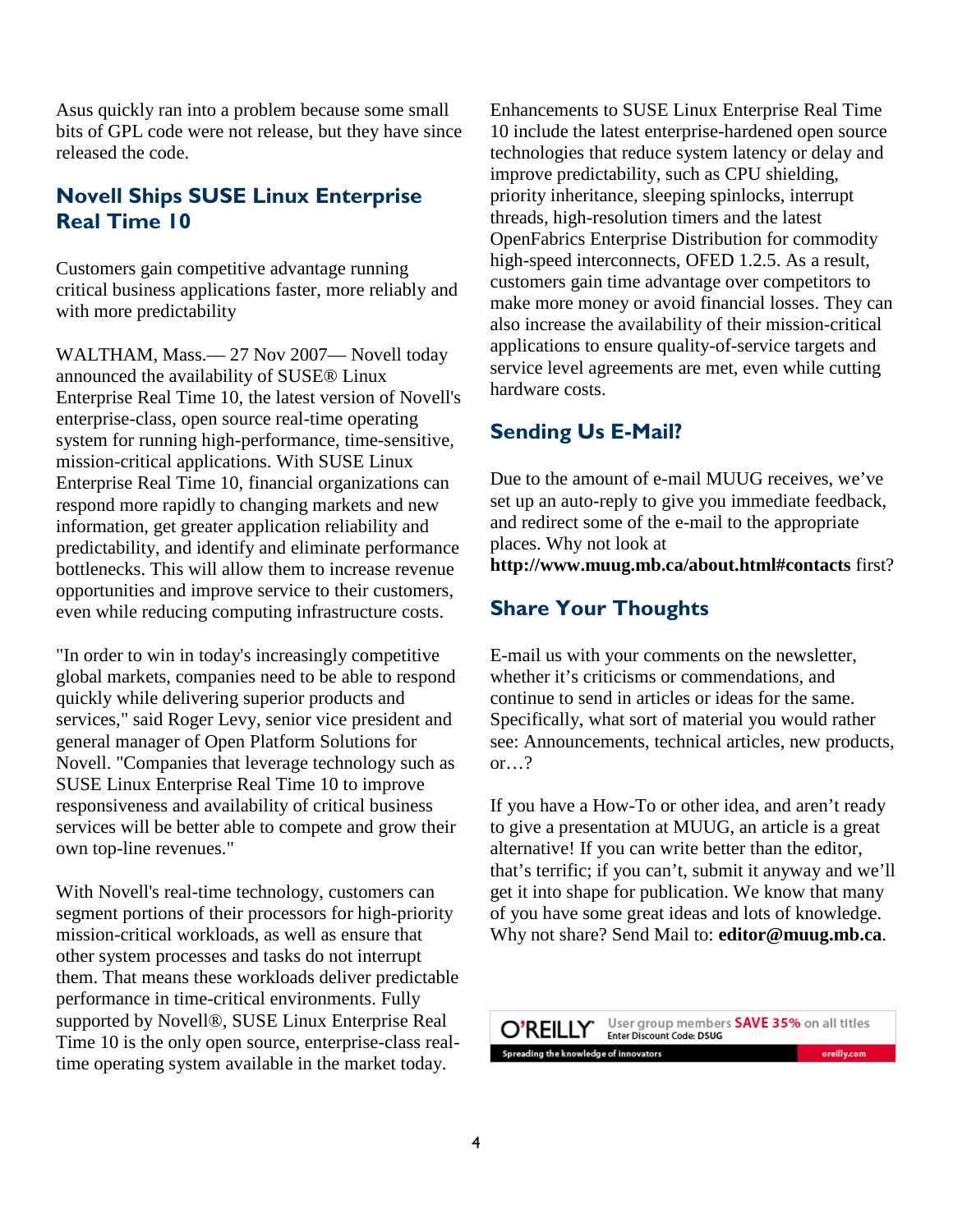Asus quickly ran into a problem because some small bits of GPL code were not release, but they have since released the code.

## Novell Ships SUSE Linux Enterprise Real Time 10

Customers gain competitive advantage running critical business applications faster, more reliably and with more predictability

WALTHAM, Mass.— 27 Nov 2007— Novell today announced the availability of SUSE® Linux Enterprise Real Time 10, the latest version of Novell's enterprise-class, open source real-time operating system for running high-performance, time-sensitive, mission-critical applications. With SUSE Linux Enterprise Real Time 10, financial organizations can respond more rapidly to changing markets and new information, get greater application reliability and predictability, and identify and eliminate performance bottlenecks. This will allow them to increase revenue opportunities and improve service to their customers, even while reducing computing infrastructure costs.

"In order to win in today's increasingly competitive global markets, companies need to be able to respond quickly while delivering superior products and services," said Roger Levy, senior vice president and general manager of Open Platform Solutions for Novell. "Companies that leverage technology such as SUSE Linux Enterprise Real Time 10 to improve responsiveness and availability of critical business services will be better able to compete and grow their own top-line revenues."

With Novell's real-time technology, customers can segment portions of their processors for high-priority mission-critical workloads, as well as ensure that other system processes and tasks do not interrupt them. That means these workloads deliver predictable performance in time-critical environments. Fully supported by Novell®, SUSE Linux Enterprise Real Time 10 is the only open source, enterprise-class real-time operating system available in the market today.

Enhancements to SUSE Linux Enterprise Real Time 10 include the latest enterprise-hardened open source technologies that reduce system latency or delay and improve predictability, such as CPU shielding, priority inheritance, sleeping spinlocks, interrupt threads, high-resolution timers and the latest OpenFabrics Enterprise Distribution for commodity high-speed interconnects, OFED 1.2.5. As a result, customers gain time advantage over competitors to make more money or avoid financial losses. They can also increase the availability of their mission-critical applications to ensure quality-of-service targets and service level agreements are met, even while cutting hardware costs.

## Sending Us E-Mail?

Due to the amount of e-mail MUUG receives, we've set up an auto-reply to give you immediate feedback, and redirect some of the e-mail to the appropriate places. Why not look at **http://www.muug.mb.ca/about.html#contacts** first?

## Share Your Thoughts

E-mail us with your comments on the newsletter, whether it's criticisms or commendations, and continue to send in articles or ideas for the same. Specifically, what sort of material you would rather see: Announcements, technical articles, new products, or…?

If you have a How-To or other idea, and aren't ready to give a presentation at MUUG, an article is a great alternative! If you can write better than the editor, that's terrific; if you can't, submit it anyway and we'll get it into shape for publication. We know that many of you have some great ideas and lots of knowledge. Why not share? Send Mail to: **editor@muug.mb.ca**.

O'REILLY — User group members **SAVE 35%** on all titles
Enter Discount Code: DSUG
Spreading the knowledge of innovators — oreilly.com